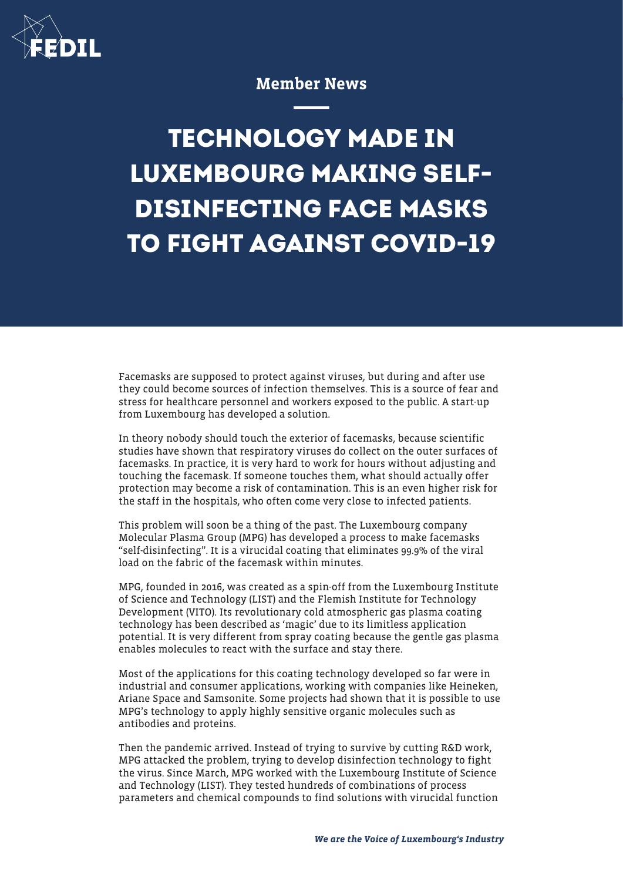Member News

# TECHNOLOGY MADE IN LUXEMBOURG MAKING SELF-DISINFECTING FACE MASKS TO FIGHT AGAINST COVID-19

Facemasks are supposed to protect against viruses, but during and after use they could become sources of infection themselves. This is a source of fear and stress for healthcare personnel and workers exposed to the public. A start-up from Luxembourg has developed a solution.

In theory nobody should touch the exterior of facemasks, because scientific studies have shown that respiratory viruses do collect on the outer surfaces of facemasks. In practice, it is very hard to work for hours without adjusting and touching the facemask. If someone touches them, what should actually offer protection may become a risk of contamination. This is an even higher risk for the staff in the hospitals, who often come very close to infected patients.

This problem will soon be a thing of the past. The Luxembourg company Molecular Plasma Group (MPG) has developed a process to make facemasks "self-disinfecting". It is a virucidal coating that eliminates 99.9% of the viral load on the fabric of the facemask within minutes.

MPG, founded in 2016, was created as a spin-off from the Luxembourg Institute of Science and Technology (LIST) and the Flemish Institute for Technology Development (VITO). Its revolutionary cold atmospheric gas plasma coating technology has been described as 'magic' due to its limitless application potential. It is very different from spray coating because the gentle gas plasma enables molecules to react with the surface and stay there.

Most of the applications for this coating technology developed so far were in industrial and consumer applications, working with companies like Heineken, Ariane Space and Samsonite. Some projects had shown that it is possible to use MPG's technology to apply highly sensitive organic molecules such as antibodies and proteins.

Then the pandemic arrived. Instead of trying to survive by cutting R&D work, MPG attacked the problem, trying to develop disinfection technology to fight the virus. Since March, MPG worked with the Luxembourg Institute of Science and Technology (LIST). They tested hundreds of combinations of process parameters and chemical compounds to find solutions with virucidal function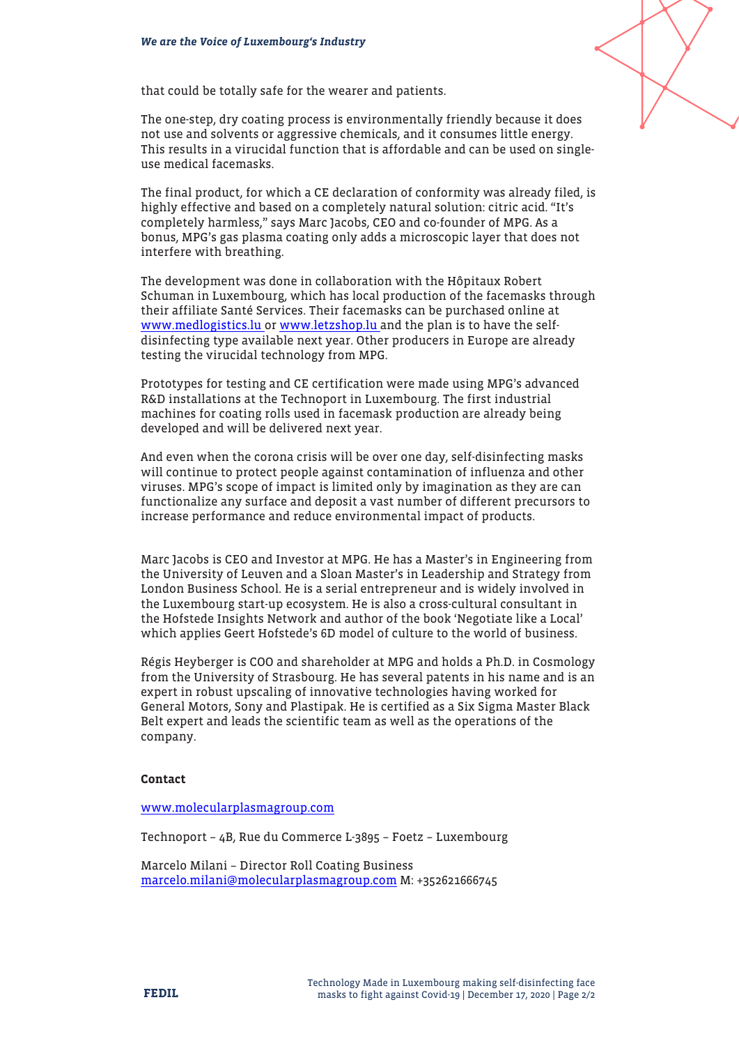that could be totally safe for the wearer and patients.

The one-step, dry coating process is environmentally friendly because it does not use and solvents or aggressive chemicals, and it consumes little energy. This results in a virucidal function that is affordable and can be used on single-use medical facemasks.

The final product, for which a CE declaration of conformity was already filed, is highly effective and based on a completely natural solution: citric acid. "It's completely harmless," says Marc Jacobs, CEO and co-founder of MPG. As a bonus, MPG's gas plasma coating only adds a microscopic layer that does not interfere with breathing.

The development was done in collaboration with the Hôpitaux Robert Schuman in Luxembourg, which has local production of the facemasks through their affiliate Santé Services. Their facemasks can be purchased online at [www.medlogistics.lu](http://www.medlogistics.lu) or [www.letzshop.lu](http://www.letzshop.lu) and the plan is to have the self-disinfecting type available next year. Other producers in Europe are already testing the virucidal technology from MPG.

Prototypes for testing and CE certification were made using MPG's advanced R&D installations at the Technoport in Luxembourg. The first industrial machines for coating rolls used in facemask production are already being developed and will be delivered next year.

And even when the corona crisis will be over one day, self-disinfecting masks will continue to protect people against contamination of influenza and other viruses. MPG's scope of impact is limited only by imagination as they are can functionalize any surface and deposit a vast number of different precursors to increase performance and reduce environmental impact of products.

Marc Jacobs is CEO and Investor at MPG. He has a Master's in Engineering from the University of Leuven and a Sloan Master's in Leadership and Strategy from London Business School. He is a serial entrepreneur and is widely involved in the Luxembourg start-up ecosystem. He is also a cross-cultural consultant in the Hofstede Insights Network and author of the book 'Negotiate like a Local' which applies Geert Hofstede's 6D model of culture to the world of business.

Régis Heyberger is COO and shareholder at MPG and holds a Ph.D. in Cosmology from the University of Strasbourg. He has several patents in his name and is an expert in robust upscaling of innovative technologies having worked for General Motors, Sony and Plastipak. He is certified as a Six Sigma Master Black Belt expert and leads the scientific team as well as the operations of the company.

**Contact**

[www.molecularplasmagroup.com](http://www.molecularplasmagroup.com)

Technoport – 4B, Rue du Commerce L-3895 – Foetz – Luxembourg

Marcelo Milani – Director Roll Coating Business
[marcelo.milani@molecularplasmagroup.com](mailto:marcelo.milani@molecularplasmagroup.com) M: +352621666745